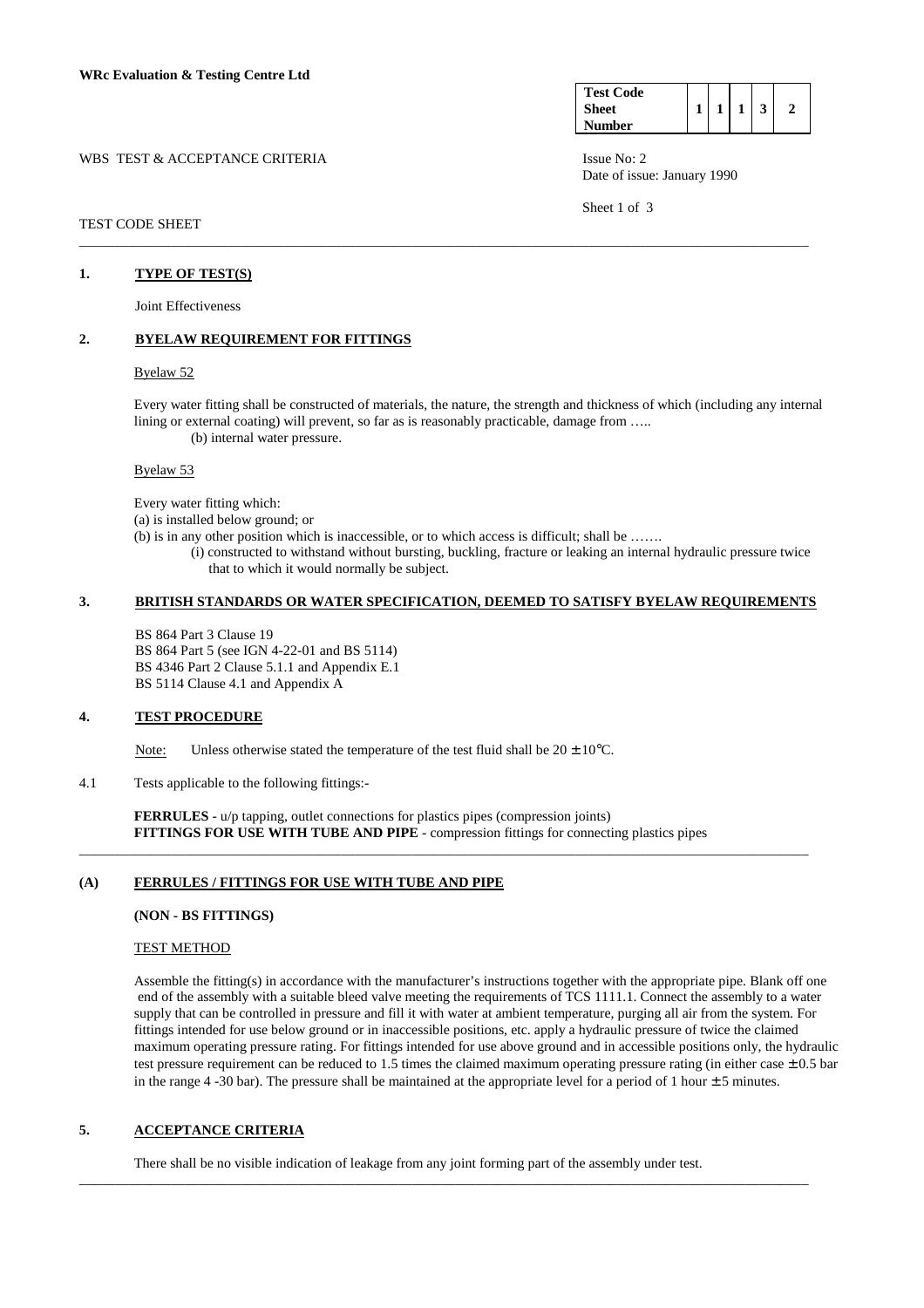**WRc Evaluation & Testing Centre Ltd**

| Test Code Sheet Number | 1 | 1 | 1 | 3 | 2 |
|---|---|---|---|---|---|

WBS TEST & ACCEPTANCE CRITERIA

Issue No: 2
Date of issue: January 1990

TEST CODE SHEET

## 1. TYPE OF TEST(S)

Joint Effectiveness

## 2. BYELAW REQUIREMENT FOR FITTINGS

Byelaw 52

Every water fitting shall be constructed of materials, the nature, the strength and thickness of which (including any internal lining or external coating) will prevent, so far as is reasonably practicable, damage from …..
(b) internal water pressure.

Byelaw 53

Every water fitting which:
(a) is installed below ground; or
(b) is in any other position which is inaccessible, or to which access is difficult; shall be …….
(i) constructed to withstand without bursting, buckling, fracture or leaking an internal hydraulic pressure twice that to which it would normally be subject.

## 3. BRITISH STANDARDS OR WATER SPECIFICATION, DEEMED TO SATISFY BYELAW REQUIREMENTS

BS 864 Part 3 Clause 19
BS 864 Part 5 (see IGN 4-22-01 and BS 5114)
BS 4346 Part 2 Clause 5.1.1 and Appendix E.1
BS 5114 Clause 4.1 and Appendix A

## 4. TEST PROCEDURE

Note: Unless otherwise stated the temperature of the test fluid shall be 20 ± 10°C.

4.1 Tests applicable to the following fittings:-

**FERRULES** - u/p tapping, outlet connections for plastics pipes (compression joints)
**FITTINGS FOR USE WITH TUBE AND PIPE** - compression fittings for connecting plastics pipes

### (A) FERRULES / FITTINGS FOR USE WITH TUBE AND PIPE

**(NON - BS FITTINGS)**

TEST METHOD

Assemble the fitting(s) in accordance with the manufacturer's instructions together with the appropriate pipe. Blank off one end of the assembly with a suitable bleed valve meeting the requirements of TCS 1111.1. Connect the assembly to a water supply that can be controlled in pressure and fill it with water at ambient temperature, purging all air from the system. For fittings intended for use below ground or in inaccessible positions, etc. apply a hydraulic pressure of twice the claimed maximum operating pressure rating. For fittings intended for use above ground and in accessible positions only, the hydraulic test pressure requirement can be reduced to 1.5 times the claimed maximum operating pressure rating (in either case ± 0.5 bar in the range 4 -30 bar). The pressure shall be maintained at the appropriate level for a period of 1 hour ± 5 minutes.

## 5. ACCEPTANCE CRITERIA

There shall be no visible indication of leakage from any joint forming part of the assembly under test.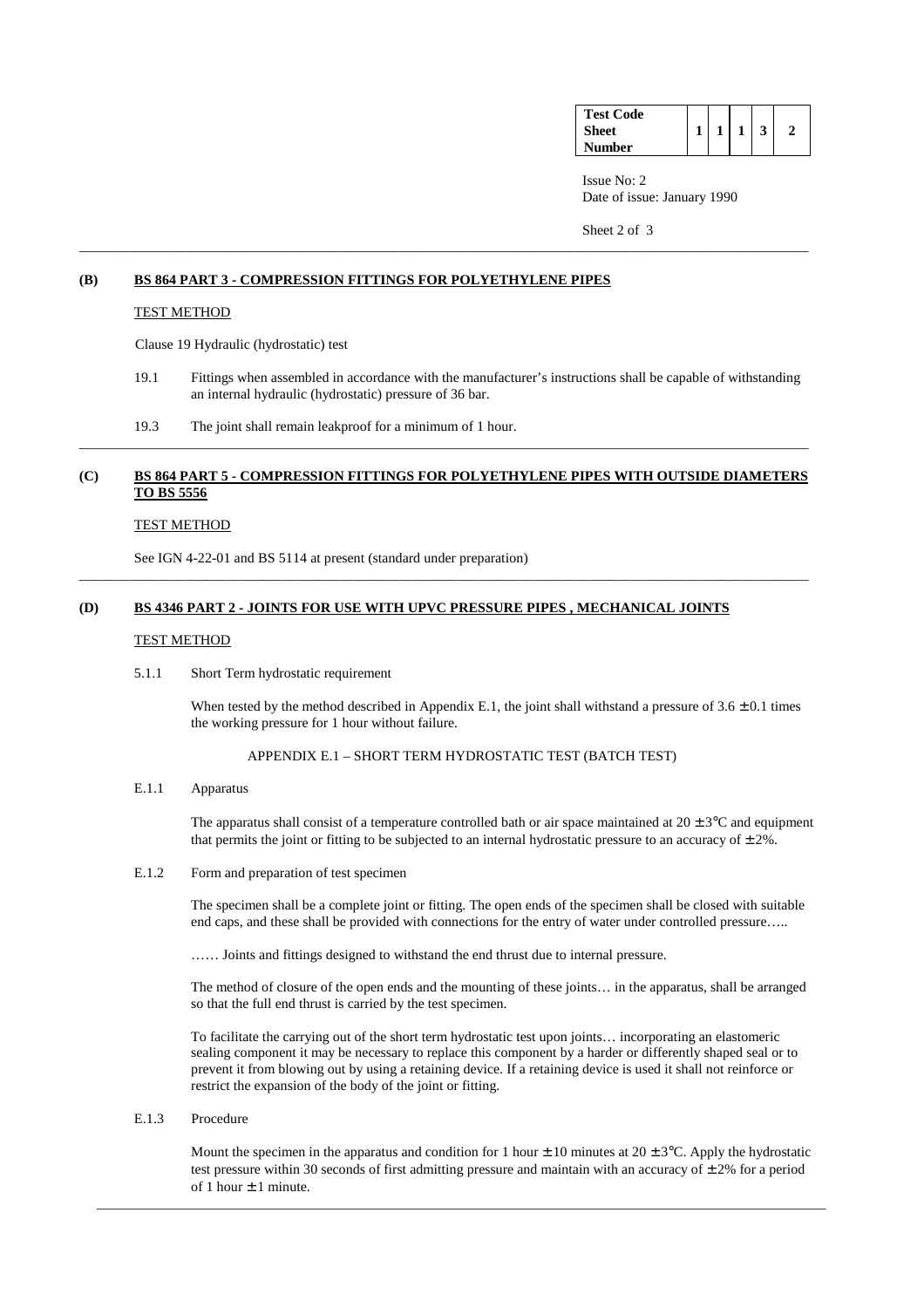| Test Code Sheet Number | 1 | 1 | 1 | 3 | 2 |
|---|---|---|---|---|---|

Issue No: 2
Date of issue: January 1990

---

## (B) BS 864 PART 3 - COMPRESSION FITTINGS FOR POLYETHYLENE PIPES

TEST METHOD

Clause 19 Hydraulic (hydrostatic) test

19.1 Fittings when assembled in accordance with the manufacturer's instructions shall be capable of withstanding an internal hydraulic (hydrostatic) pressure of 36 bar.

19.3 The joint shall remain leakproof for a minimum of 1 hour.

---

## (C) BS 864 PART 5 - COMPRESSION FITTINGS FOR POLYETHYLENE PIPES WITH OUTSIDE DIAMETERS TO BS 5556

TEST METHOD

See IGN 4-22-01 and BS 5114 at present (standard under preparation)

---

## (D) BS 4346 PART 2 - JOINTS FOR USE WITH UPVC PRESSURE PIPES , MECHANICAL JOINTS

TEST METHOD

5.1.1 Short Term hydrostatic requirement

When tested by the method described in Appendix E.1, the joint shall withstand a pressure of $3.6 \pm 0.1$ times the working pressure for 1 hour without failure.

APPENDIX E.1 – SHORT TERM HYDROSTATIC TEST (BATCH TEST)

E.1.1 Apparatus

The apparatus shall consist of a temperature controlled bath or air space maintained at $20 \pm 3$°C and equipment that permits the joint or fitting to be subjected to an internal hydrostatic pressure to an accuracy of $\pm 2$%.

E.1.2 Form and preparation of test specimen

The specimen shall be a complete joint or fitting. The open ends of the specimen shall be closed with suitable end caps, and these shall be provided with connections for the entry of water under controlled pressure…..

…… Joints and fittings designed to withstand the end thrust due to internal pressure.

The method of closure of the open ends and the mounting of these joints… in the apparatus, shall be arranged so that the full end thrust is carried by the test specimen.

To facilitate the carrying out of the short term hydrostatic test upon joints… incorporating an elastomeric sealing component it may be necessary to replace this component by a harder or differently shaped seal or to prevent it from blowing out by using a retaining device. If a retaining device is used it shall not reinforce or restrict the expansion of the body of the joint or fitting.

E.1.3 Procedure

Mount the specimen in the apparatus and condition for 1 hour $\pm$ 10 minutes at $20 \pm 3$°C. Apply the hydrostatic test pressure within 30 seconds of first admitting pressure and maintain with an accuracy of $\pm 2$% for a period of 1 hour $\pm$ 1 minute.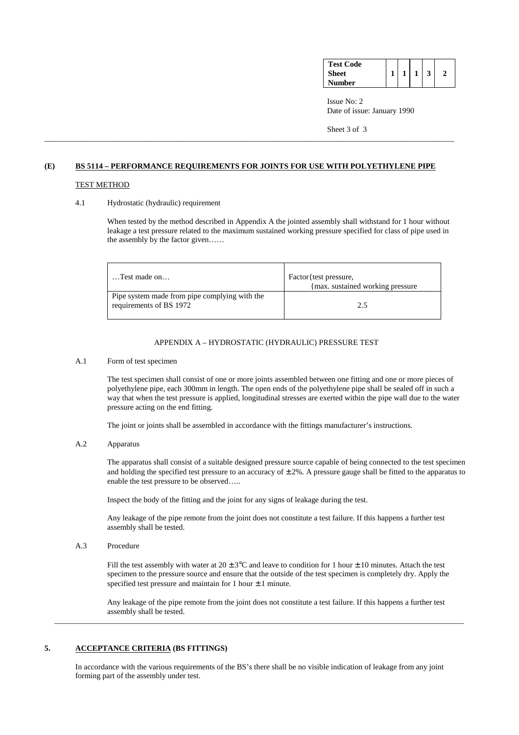| Test Code Sheet Number | 1 | 1 | 1 | 3 | 2 |
|---|---|---|---|---|---|

Issue No: 2
Date of issue: January 1990

## (E) BS 5114 – PERFORMANCE REQUIREMENTS FOR JOINTS FOR USE WITH POLYETHYLENE PIPE

TEST METHOD

4.1 Hydrostatic (hydraulic) requirement

When tested by the method described in Appendix A the jointed assembly shall withstand for 1 hour without leakage a test pressure related to the maximum sustained working pressure specified for class of pipe used in the assembly by the factor given……

| …Test made on… | Factor{test pressure, {max. sustained working pressure |
|---|---|
| Pipe system made from pipe complying with the requirements of BS 1972 | 2.5 |

### APPENDIX A – HYDROSTATIC (HYDRAULIC) PRESSURE TEST

A.1 Form of test specimen

The test specimen shall consist of one or more joints assembled between one fitting and one or more pieces of polyethylene pipe, each 300mm in length. The open ends of the polyethylene pipe shall be sealed off in such a way that when the test pressure is applied, longitudinal stresses are exerted within the pipe wall due to the water pressure acting on the end fitting.

The joint or joints shall be assembled in accordance with the fittings manufacturer's instructions.

A.2 Apparatus

The apparatus shall consist of a suitable designed pressure source capable of being connected to the test specimen and holding the specified test pressure to an accuracy of ± 2%. A pressure gauge shall be fitted to the apparatus to enable the test pressure to be observed…..

Inspect the body of the fitting and the joint for any signs of leakage during the test.

Any leakage of the pipe remote from the joint does not constitute a test failure. If this happens a further test assembly shall be tested.

A.3 Procedure

Fill the test assembly with water at 20 ± 3°C and leave to condition for 1 hour ± 10 minutes. Attach the test specimen to the pressure source and ensure that the outside of the test specimen is completely dry. Apply the specified test pressure and maintain for 1 hour ± 1 minute.

Any leakage of the pipe remote from the joint does not constitute a test failure. If this happens a further test assembly shall be tested.

## 5. ACCEPTANCE CRITERIA (BS FITTINGS)

In accordance with the various requirements of the BS's there shall be no visible indication of leakage from any joint forming part of the assembly under test.